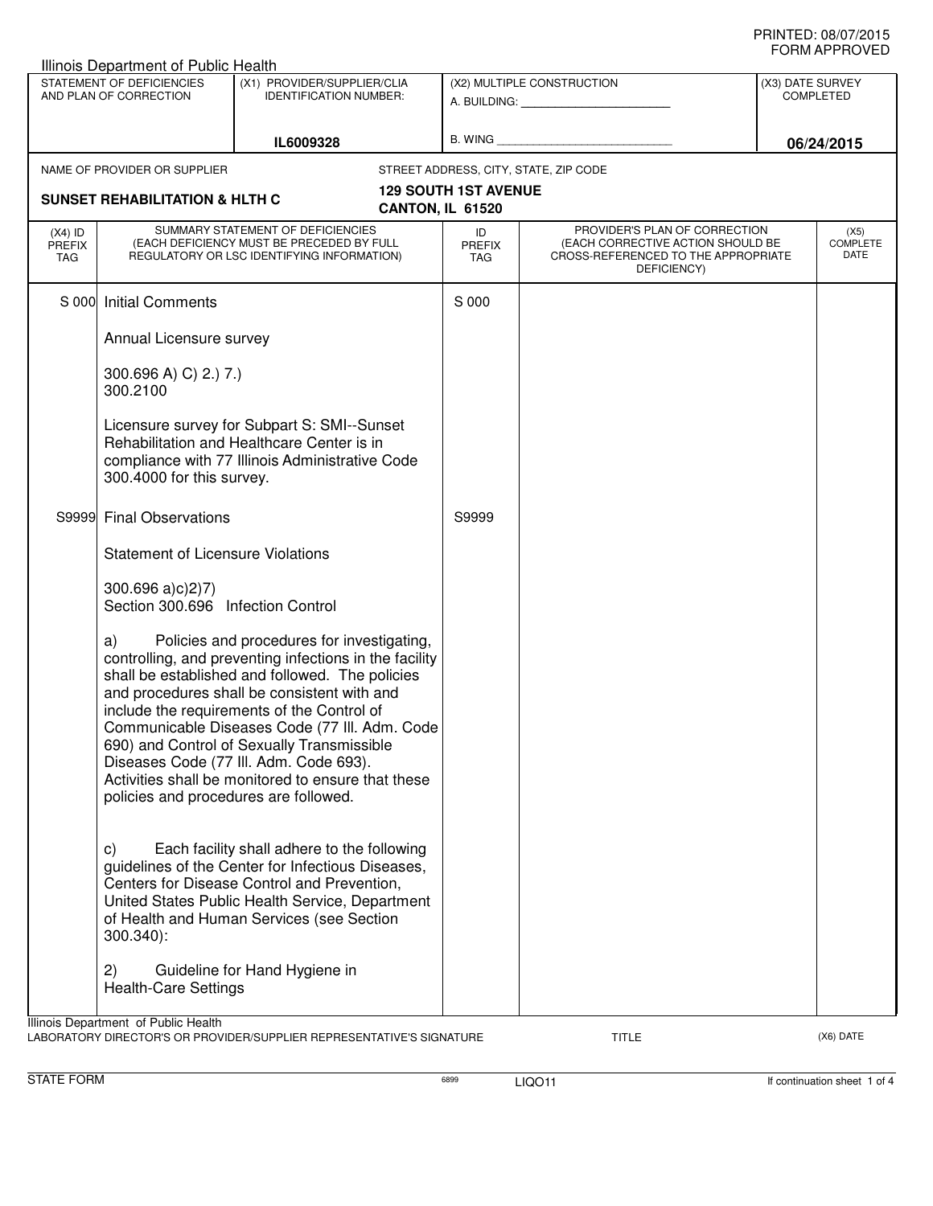PRINTED: 08/07/2015
FORM APPROVED

Illinois Department of Public Health

| STATEMENT OF DEFICIENCIES AND PLAN OF CORRECTION | (X1) PROVIDER/SUPPLIER/CLIA IDENTIFICATION NUMBER: | (X2) MULTIPLE CONSTRUCTION | (X3) DATE SURVEY COMPLETED |
|---|---|---|---|
| | IL6009328 | A. BUILDING: ______ B. WING ______ | 06/24/2015 |

NAME OF PROVIDER OR SUPPLIER: **SUNSET REHABILITATION & HLTH C**

STREET ADDRESS, CITY, STATE, ZIP CODE: **129 SOUTH 1ST AVENUE, CANTON, IL 61520**

| (X4) ID PREFIX TAG | SUMMARY STATEMENT OF DEFICIENCIES (EACH DEFICIENCY MUST BE PRECEDED BY FULL REGULATORY OR LSC IDENTIFYING INFORMATION) | ID PREFIX TAG | PROVIDER'S PLAN OF CORRECTION (EACH CORRECTIVE ACTION SHOULD BE CROSS-REFERENCED TO THE APPROPRIATE DEFICIENCY) | (X5) COMPLETE DATE |
|---|---|---|---|---|
| S 000 | Initial Comments | S 000 | | |
| | Annual Licensure survey | | | |
| | 300.696 A) C) 2.) 7.)<br>300.2100 | | | |
| | Licensure survey for Subpart S: SMI--Sunset Rehabilitation and Healthcare Center is in compliance with 77 Illinois Administrative Code 300.4000 for this survey. | | | |
| S9999 | Final Observations | S9999 | | |
| | Statement of Licensure Violations | | | |
| | 300.696 a)c)2)7)<br>Section 300.696 Infection Control | | | |
| | a) Policies and procedures for investigating, controlling, and preventing infections in the facility shall be established and followed. The policies and procedures shall be consistent with and include the requirements of the Control of Communicable Diseases Code (77 Ill. Adm. Code 690) and Control of Sexually Transmissible Diseases Code (77 Ill. Adm. Code 693). Activities shall be monitored to ensure that these policies and procedures are followed. | | | |
| | c) Each facility shall adhere to the following guidelines of the Center for Infectious Diseases, Centers for Disease Control and Prevention, United States Public Health Service, Department of Health and Human Services (see Section 300.340): | | | |
| | 2) Guideline for Hand Hygiene in Health-Care Settings | | | |

Illinois Department of Public Health
LABORATORY DIRECTOR'S OR PROVIDER/SUPPLIER REPRESENTATIVE'S SIGNATURE — TITLE — (X6) DATE

STATE FORM 6899 LIQO11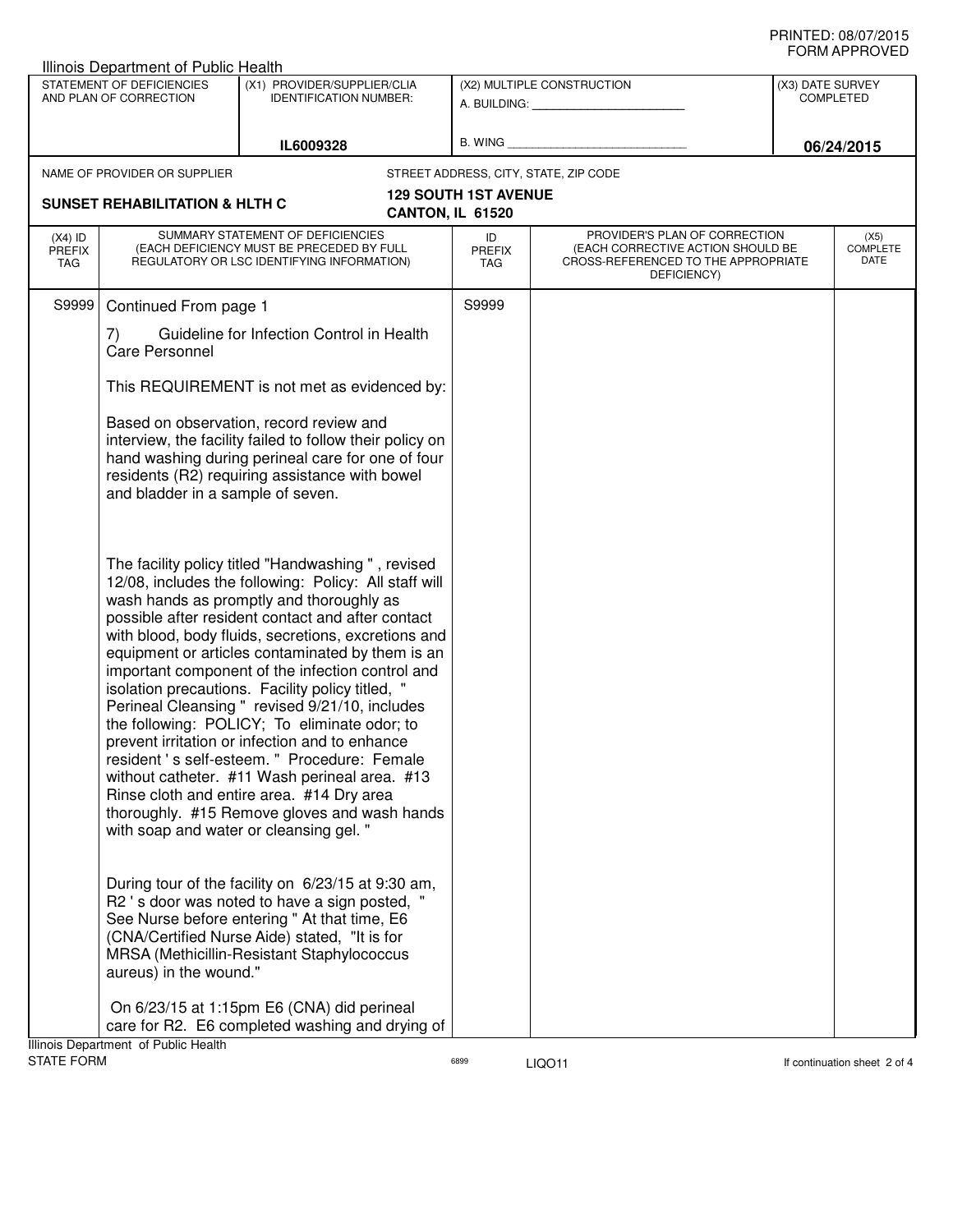PRINTED: 08/07/2015
FORM APPROVED

Illinois Department of Public Health

| STATEMENT OF DEFICIENCIES AND PLAN OF CORRECTION | (X1) PROVIDER/SUPPLIER/CLIA IDENTIFICATION NUMBER: | (X2) MULTIPLE CONSTRUCTION | (X3) DATE SURVEY COMPLETED |
|---|---|---|---|
| | IL6009328 | A. BUILDING: ______ B. WING ______ | 06/24/2015 |

NAME OF PROVIDER OR SUPPLIER: **SUNSET REHABILITATION & HLTH C**

STREET ADDRESS, CITY, STATE, ZIP CODE: **129 SOUTH 1ST AVENUE, CANTON, IL 61520**

| (X4) ID PREFIX TAG | SUMMARY STATEMENT OF DEFICIENCIES (EACH DEFICIENCY MUST BE PRECEDED BY FULL REGULATORY OR LSC IDENTIFYING INFORMATION) | ID PREFIX TAG | PROVIDER'S PLAN OF CORRECTION (EACH CORRECTIVE ACTION SHOULD BE CROSS-REFERENCED TO THE APPROPRIATE DEFICIENCY) | (X5) COMPLETE DATE |
|---|---|---|---|---|
| S9999 | Continued From page 1 | S9999 | | |

7) Guideline for Infection Control in Health Care Personnel

This REQUIREMENT is not met as evidenced by:

Based on observation, record review and interview, the facility failed to follow their policy on hand washing during perineal care for one of four residents (R2) requiring assistance with bowel and bladder in a sample of seven.

The facility policy titled "Handwashing " , revised 12/08, includes the following: Policy: All staff will wash hands as promptly and thoroughly as possible after resident contact and after contact with blood, body fluids, secretions, excretions and equipment or articles contaminated by them is an important component of the infection control and isolation precautions. Facility policy titled, " Perineal Cleansing " revised 9/21/10, includes the following: POLICY; To eliminate odor; to prevent irritation or infection and to enhance resident ' s self-esteem. " Procedure: Female without catheter. #11 Wash perineal area. #13 Rinse cloth and entire area. #14 Dry area thoroughly. #15 Remove gloves and wash hands with soap and water or cleansing gel. "

During tour of the facility on 6/23/15 at 9:30 am, R2 ' s door was noted to have a sign posted, " See Nurse before entering " At that time, E6 (CNA/Certified Nurse Aide) stated, "It is for MRSA (Methicillin-Resistant Staphylococcus aureus) in the wound."

On 6/23/15 at 1:15pm E6 (CNA) did perineal care for R2. E6 completed washing and drying of

Illinois Department of Public Health
STATE FORM 6899 LIQO11 If continuation sheet 2 of 4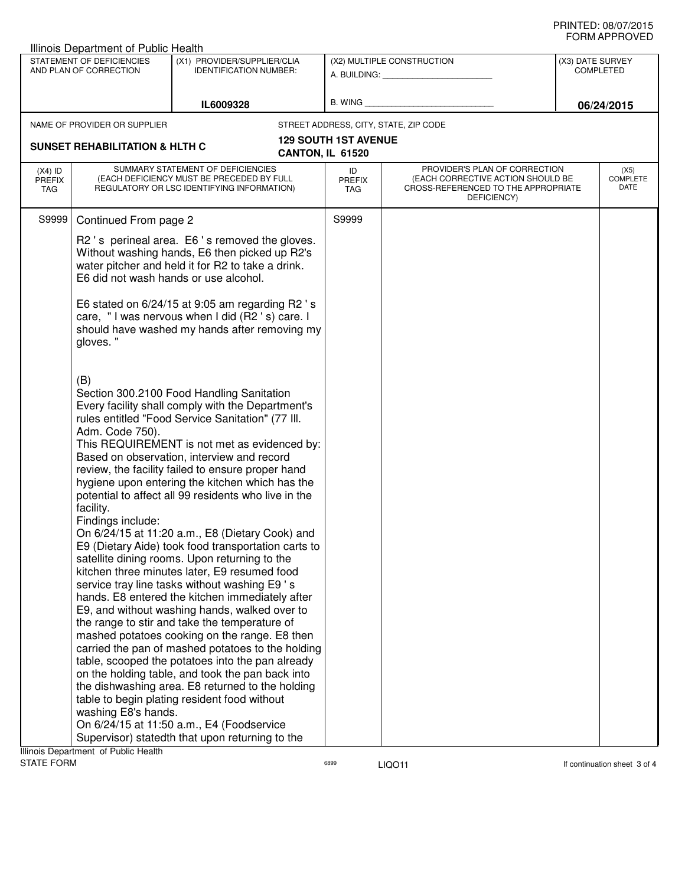PRINTED: 08/07/2015
FORM APPROVED

Illinois Department of Public Health

| STATEMENT OF DEFICIENCIES AND PLAN OF CORRECTION | (X1) PROVIDER/SUPPLIER/CLIA IDENTIFICATION NUMBER: | (X2) MULTIPLE CONSTRUCTION | (X3) DATE SURVEY COMPLETED |
|---|---|---|---|
| | IL6009328 | A. BUILDING: ______ B. WING ______ | 06/24/2015 |

NAME OF PROVIDER OR SUPPLIER: **SUNSET REHABILITATION & HLTH C**

STREET ADDRESS, CITY, STATE, ZIP CODE: **129 SOUTH 1ST AVENUE, CANTON, IL 61520**

| (X4) ID PREFIX TAG | SUMMARY STATEMENT OF DEFICIENCIES (EACH DEFICIENCY MUST BE PRECEDED BY FULL REGULATORY OR LSC IDENTIFYING INFORMATION) | ID PREFIX TAG | PROVIDER'S PLAN OF CORRECTION (EACH CORRECTIVE ACTION SHOULD BE CROSS-REFERENCED TO THE APPROPRIATE DEFICIENCY) | (X5) COMPLETE DATE |
|---|---|---|---|---|
| S9999 | Continued From page 2 | S9999 | | |

R2 ' s perineal area. E6 ' s removed the gloves. Without washing hands, E6 then picked up R2's water pitcher and held it for R2 to take a drink. E6 did not wash hands or use alcohol.

E6 stated on 6/24/15 at 9:05 am regarding R2 ' s care, " I was nervous when I did (R2 ' s) care. I should have washed my hands after removing my gloves. "

(B)
Section 300.2100 Food Handling Sanitation
Every facility shall comply with the Department's rules entitled "Food Service Sanitation" (77 Ill. Adm. Code 750).
This REQUIREMENT is not met as evidenced by:
Based on observation, interview and record review, the facility failed to ensure proper hand hygiene upon entering the kitchen which has the potential to affect all 99 residents who live in the facility.
Findings include:
On 6/24/15 at 11:20 a.m., E8 (Dietary Cook) and E9 (Dietary Aide) took food transportation carts to satellite dining rooms. Upon returning to the kitchen three minutes later, E9 resumed food service tray line tasks without washing E9 ' s hands. E8 entered the kitchen immediately after E9, and without washing hands, walked over to the range to stir and take the temperature of mashed potatoes cooking on the range. E8 then carried the pan of mashed potatoes to the holding table, scooped the potatoes into the pan already on the holding table, and took the pan back into the dishwashing area. E8 returned to the holding table to begin plating resident food without washing E8's hands.
On 6/24/15 at 11:50 a.m., E4 (Foodservice Supervisor) statedth that upon returning to the

Illinois Department of Public Health
STATE FORM 6899 LIQO11 If continuation sheet 3 of 4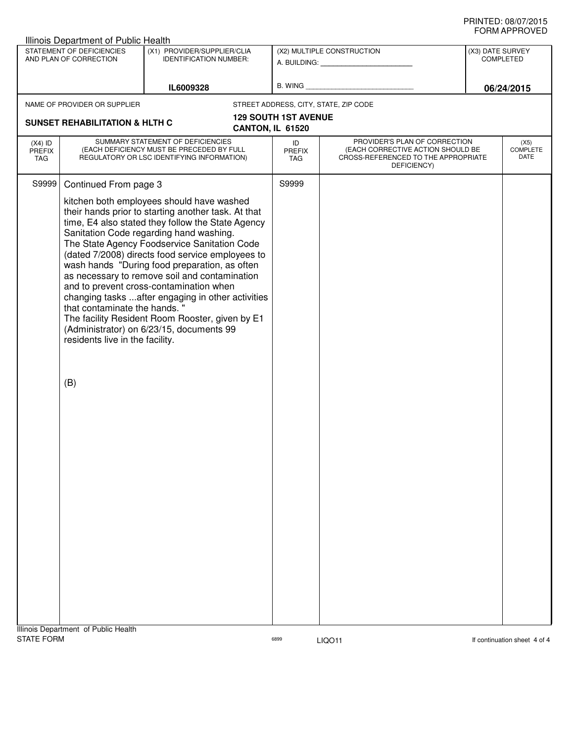Illinois Department of Public Health

| STATEMENT OF DEFICIENCIES AND PLAN OF CORRECTION | (X1) PROVIDER/SUPPLIER/CLIA IDENTIFICATION NUMBER: | (X2) MULTIPLE CONSTRUCTION | (X3) DATE SURVEY COMPLETED |
|---|---|---|---|
| | IL6009328 | A. BUILDING: ______ B. WING ______ | 06/24/2015 |

NAME OF PROVIDER OR SUPPLIER: **SUNSET REHABILITATION & HLTH C**

STREET ADDRESS, CITY, STATE, ZIP CODE: **129 SOUTH 1ST AVENUE CANTON, IL 61520**

| (X4) ID PREFIX TAG | SUMMARY STATEMENT OF DEFICIENCIES (EACH DEFICIENCY MUST BE PRECEDED BY FULL REGULATORY OR LSC IDENTIFYING INFORMATION) | ID PREFIX TAG | PROVIDER'S PLAN OF CORRECTION (EACH CORRECTIVE ACTION SHOULD BE CROSS-REFERENCED TO THE APPROPRIATE DEFICIENCY) | (X5) COMPLETE DATE |
|---|---|---|---|---|
| S9999 | Continued From page 3<br><br>kitchen both employees should have washed their hands prior to starting another task. At that time, E4 also stated they follow the State Agency Sanitation Code regarding hand washing.<br>The State Agency Foodservice Sanitation Code (dated 7/2008) directs food service employees to wash hands "During food preparation, as often as necessary to remove soil and contamination and to prevent cross-contamination when changing tasks ...after engaging in other activities that contaminate the hands. "<br>The facility Resident Room Rooster, given by E1 (Administrator) on 6/23/15, documents 99 residents live in the facility.<br><br>(B) | S9999 | | |

Illinois Department of Public Health
STATE FORM 6899 LIQO11